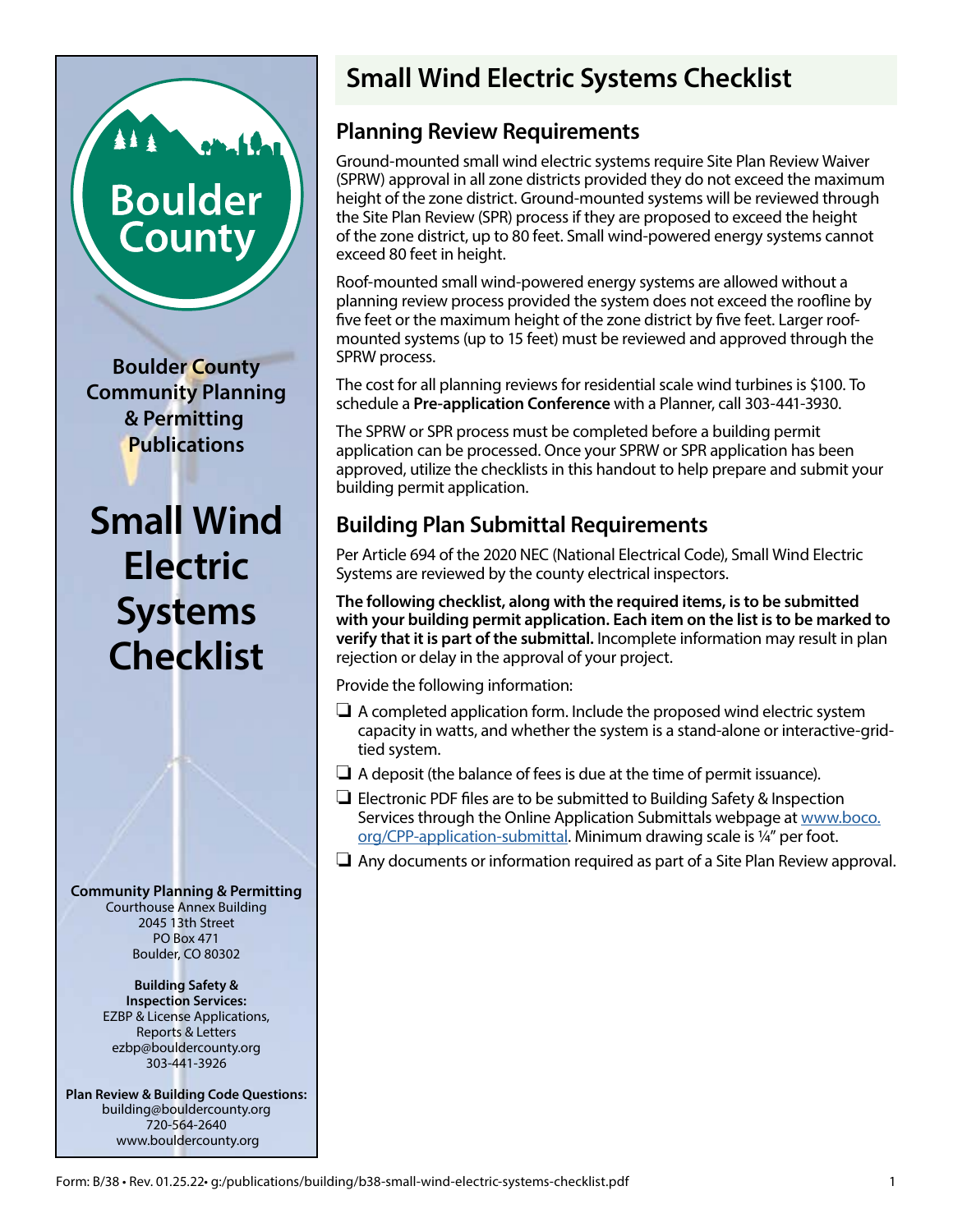Boulder County

**Boulder County Community Planning & Permitting Publications**

# Small Wind Electric Systems Checklist

**Community Planning & Permitting**
Courthouse Annex Building
2045 13th Street
PO Box 471
Boulder, CO 80302

**Building Safety & Inspection Services:**
EZBP & License Applications, Reports & Letters
ezbp@bouldercounty.org
303-441-3926

**Plan Review & Building Code Questions:**
building@bouldercounty.org
720-564-2640
www.bouldercounty.org

## Small Wind Electric Systems Checklist

### Planning Review Requirements

Ground-mounted small wind electric systems require Site Plan Review Waiver (SPRW) approval in all zone districts provided they do not exceed the maximum height of the zone district. Ground-mounted systems will be reviewed through the Site Plan Review (SPR) process if they are proposed to exceed the height of the zone district, up to 80 feet. Small wind-powered energy systems cannot exceed 80 feet in height.

Roof-mounted small wind-powered energy systems are allowed without a planning review process provided the system does not exceed the roofline by five feet or the maximum height of the zone district by five feet. Larger roof-mounted systems (up to 15 feet) must be reviewed and approved through the SPRW process.

The cost for all planning reviews for residential scale wind turbines is $100. To schedule a **Pre-application Conference** with a Planner, call 303-441-3930.

The SPRW or SPR process must be completed before a building permit application can be processed. Once your SPRW or SPR application has been approved, utilize the checklists in this handout to help prepare and submit your building permit application.

### Building Plan Submittal Requirements

Per Article 694 of the 2020 NEC (National Electrical Code), Small Wind Electric Systems are reviewed by the county electrical inspectors.

**The following checklist, along with the required items, is to be submitted with your building permit application. Each item on the list is to be marked to verify that it is part of the submittal.** Incomplete information may result in plan rejection or delay in the approval of your project.

Provide the following information:

- ❑ A completed application form. Include the proposed wind electric system capacity in watts, and whether the system is a stand-alone or interactive-grid-tied system.
- ❑ A deposit (the balance of fees is due at the time of permit issuance).
- ❑ Electronic PDF files are to be submitted to Building Safety & Inspection Services through the Online Application Submittals webpage at www.boco.org/CPP-application-submittal. Minimum drawing scale is ¼" per foot.
- ❑ Any documents or information required as part of a Site Plan Review approval.

Form: B/38 • Rev. 01.25.22• g:/publications/building/b38-small-wind-electric-systems-checklist.pdf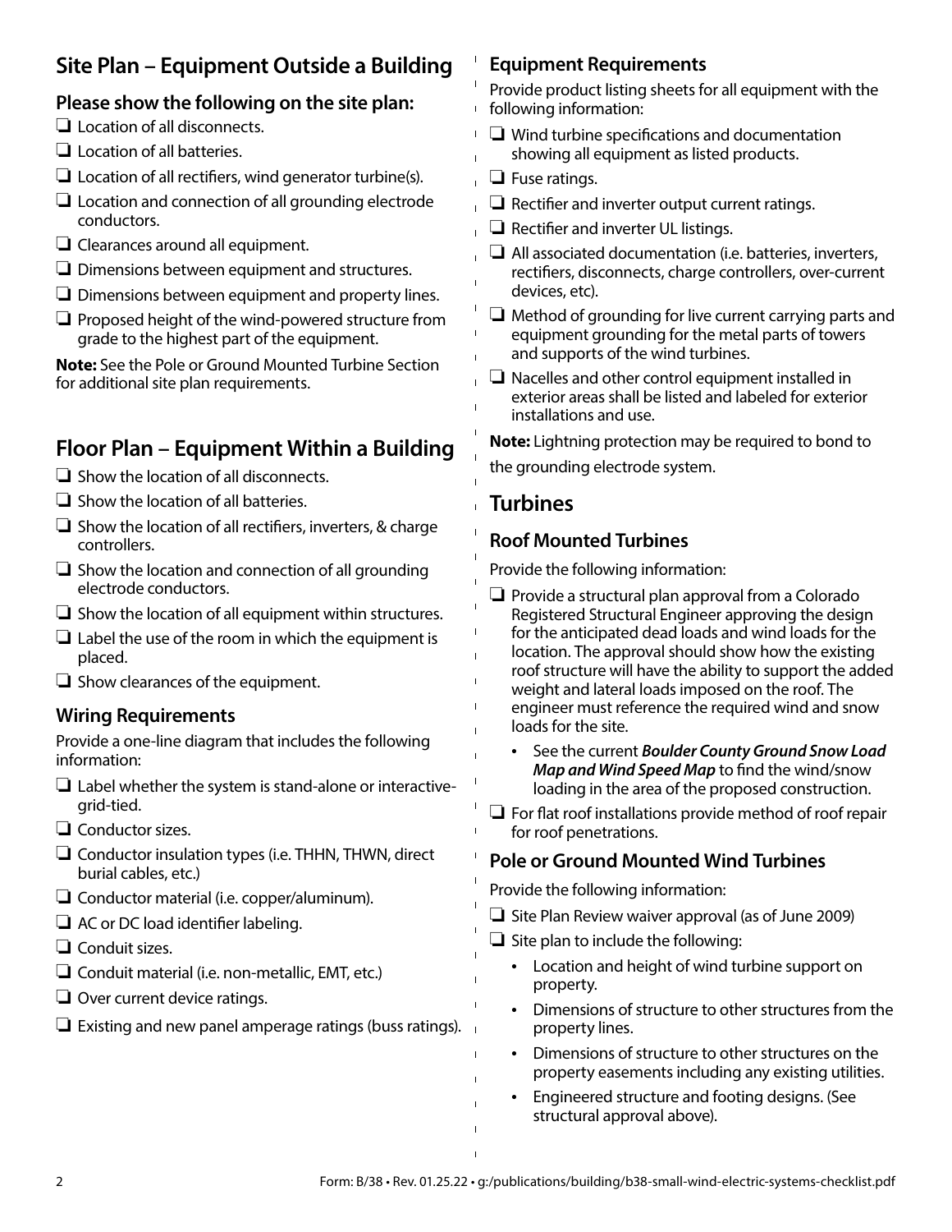## Site Plan – Equipment Outside a Building

### Please show the following on the site plan:

- ❑ Location of all disconnects.
- ❑ Location of all batteries.
- ❑ Location of all rectifiers, wind generator turbine(s).
- ❑ Location and connection of all grounding electrode conductors.
- ❑ Clearances around all equipment.
- ❑ Dimensions between equipment and structures.
- ❑ Dimensions between equipment and property lines.
- ❑ Proposed height of the wind-powered structure from grade to the highest part of the equipment.

**Note:** See the Pole or Ground Mounted Turbine Section for additional site plan requirements.

## Floor Plan – Equipment Within a Building

- ❑ Show the location of all disconnects.
- ❑ Show the location of all batteries.
- ❑ Show the location of all rectifiers, inverters, & charge controllers.
- ❑ Show the location and connection of all grounding electrode conductors.
- ❑ Show the location of all equipment within structures.
- ❑ Label the use of the room in which the equipment is placed.
- ❑ Show clearances of the equipment.

### Wiring Requirements

Provide a one-line diagram that includes the following information:

- ❑ Label whether the system is stand-alone or interactive-grid-tied.
- ❑ Conductor sizes.
- ❑ Conductor insulation types (i.e. THHN, THWN, direct burial cables, etc.)
- ❑ Conductor material (i.e. copper/aluminum).
- ❑ AC or DC load identifier labeling.
- ❑ Conduit sizes.
- ❑ Conduit material (i.e. non-metallic, EMT, etc.)
- ❑ Over current device ratings.
- ❑ Existing and new panel amperage ratings (buss ratings).

### Equipment Requirements

Provide product listing sheets for all equipment with the following information:

- ❑ Wind turbine specifications and documentation showing all equipment as listed products.
- ❑ Fuse ratings.
- ❑ Rectifier and inverter output current ratings.
- ❑ Rectifier and inverter UL listings.
- ❑ All associated documentation (i.e. batteries, inverters, rectifiers, disconnects, charge controllers, over-current devices, etc).
- ❑ Method of grounding for live current carrying parts and equipment grounding for the metal parts of towers and supports of the wind turbines.
- ❑ Nacelles and other control equipment installed in exterior areas shall be listed and labeled for exterior installations and use.

**Note:** Lightning protection may be required to bond to the grounding electrode system.

## Turbines

### Roof Mounted Turbines

Provide the following information:

- ❑ Provide a structural plan approval from a Colorado Registered Structural Engineer approving the design for the anticipated dead loads and wind loads for the location. The approval should show how the existing roof structure will have the ability to support the added weight and lateral loads imposed on the roof. The engineer must reference the required wind and snow loads for the site.
  - See the current ***Boulder County Ground Snow Load Map and Wind Speed Map*** to find the wind/snow loading in the area of the proposed construction.
- ❑ For flat roof installations provide method of roof repair for roof penetrations.

### Pole or Ground Mounted Wind Turbines

Provide the following information:

- ❑ Site Plan Review waiver approval (as of June 2009)
- ❑ Site plan to include the following:
  - Location and height of wind turbine support on property.
  - Dimensions of structure to other structures from the property lines.
  - Dimensions of structure to other structures on the property easements including any existing utilities.
  - Engineered structure and footing designs. (See structural approval above).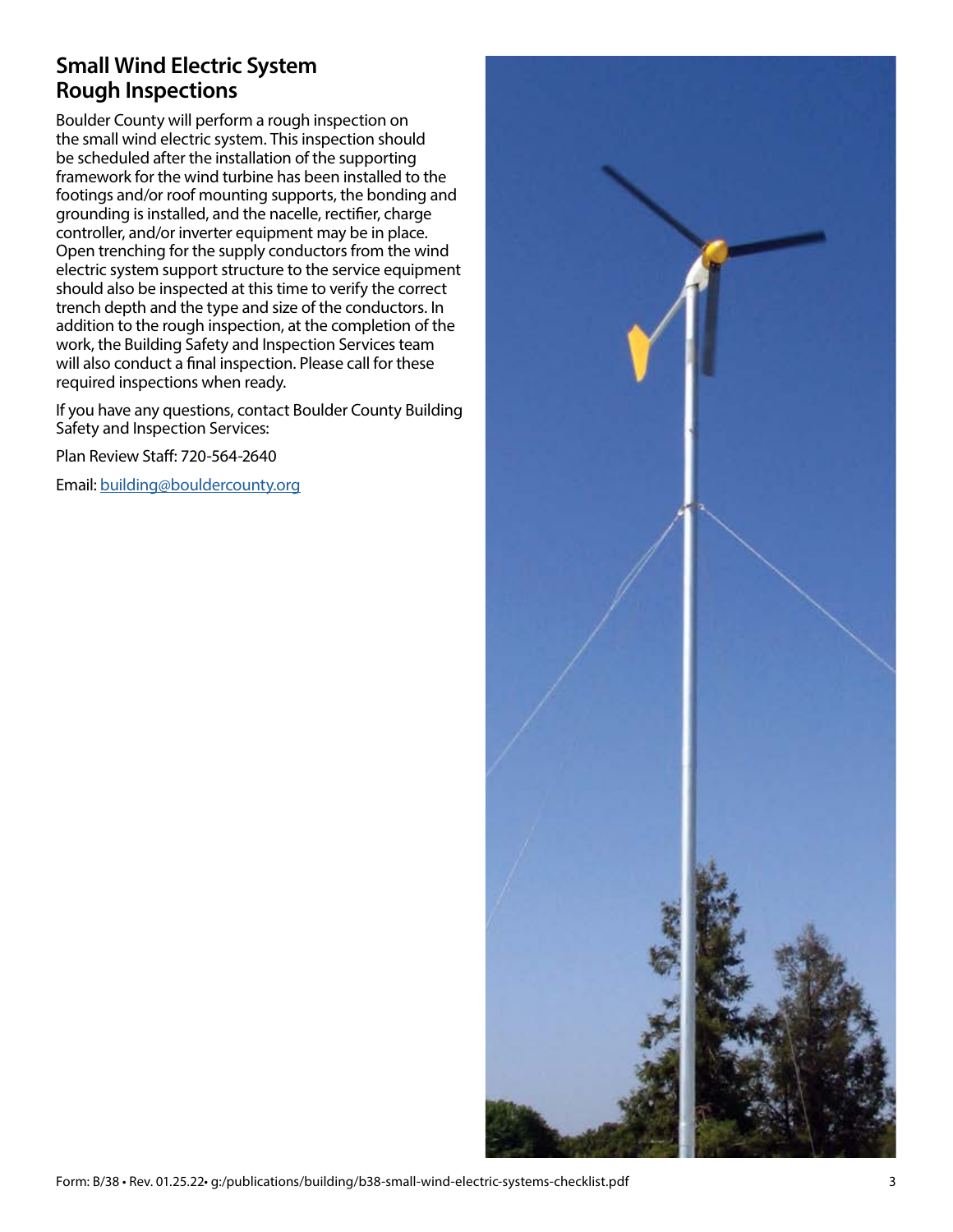## Small Wind Electric System Rough Inspections

Boulder County will perform a rough inspection on the small wind electric system. This inspection should be scheduled after the installation of the supporting framework for the wind turbine has been installed to the footings and/or roof mounting supports, the bonding and grounding is installed, and the nacelle, rectifier, charge controller, and/or inverter equipment may be in place. Open trenching for the supply conductors from the wind electric system support structure to the service equipment should also be inspected at this time to verify the correct trench depth and the type and size of the conductors. In addition to the rough inspection, at the completion of the work, the Building Safety and Inspection Services team will also conduct a final inspection. Please call for these required inspections when ready.

If you have any questions, contact Boulder County Building Safety and Inspection Services:

Plan Review Staff: 720-564-2640

Email: [building@bouldercounty.org](mailto:building@bouldercounty.org)

Form: B/38 • Rev. 01.25.22• g:/publications/building/b38-small-wind-electric-systems-checklist.pdf